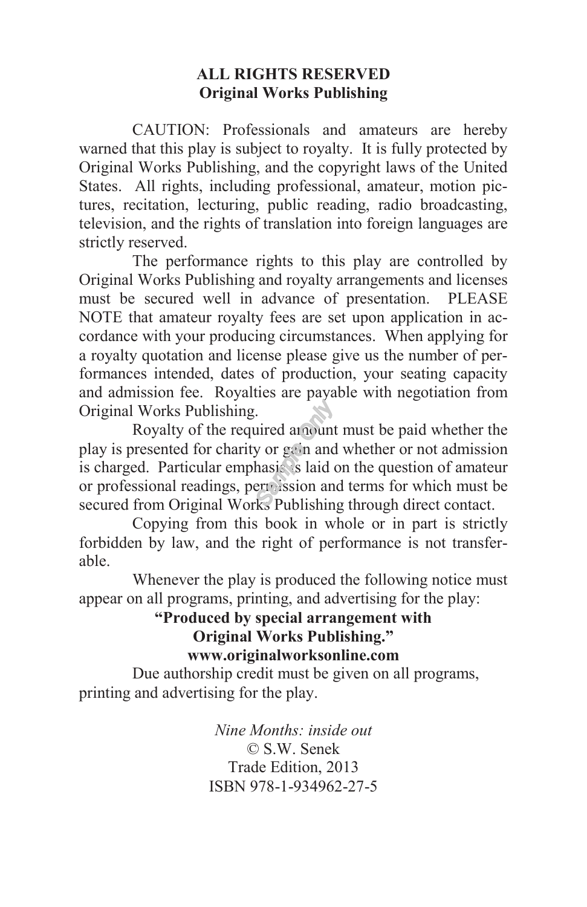**ALL RIGHTS RESERVED**
**Original Works Publishing**

CAUTION: Professionals and amateurs are hereby warned that this play is subject to royalty. It is fully protected by Original Works Publishing, and the copyright laws of the United States. All rights, including professional, amateur, motion pictures, recitation, lecturing, public reading, radio broadcasting, television, and the rights of translation into foreign languages are strictly reserved.

The performance rights to this play are controlled by Original Works Publishing and royalty arrangements and licenses must be secured well in advance of presentation. PLEASE NOTE that amateur royalty fees are set upon application in accordance with your producing circumstances. When applying for a royalty quotation and license please give us the number of performances intended, dates of production, your seating capacity and admission fee. Royalties are payable with negotiation from Original Works Publishing.

Royalty of the required amount must be paid whether the play is presented for charity or gain and whether or not admission is charged. Particular emphasis is laid on the question of amateur or professional readings, permission and terms for which must be secured from Original Works Publishing through direct contact.

Copying from this book in whole or in part is strictly forbidden by law, and the right of performance is not transferable.

Whenever the play is produced the following notice must appear on all programs, printing, and advertising for the play:

**"Produced by special arrangement with**
**Original Works Publishing."**
**www.originalworksonline.com**

Due authorship credit must be given on all programs, printing and advertising for the play.

*Nine Months: inside out*
© S.W. Senek
Trade Edition, 2013
ISBN 978-1-934962-27-5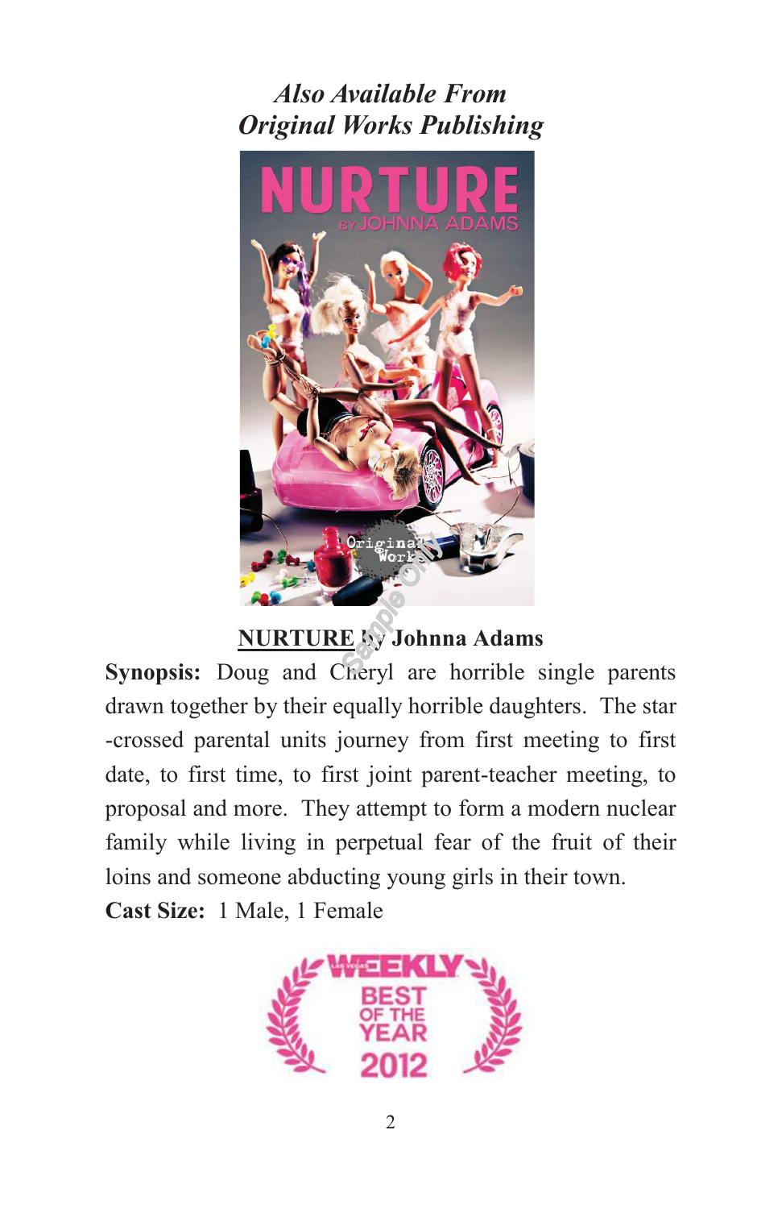*Also Available From*
*Original Works Publishing*

**NURTURE by Johnna Adams**

**Synopsis:** Doug and Cheryl are horrible single parents drawn together by their equally horrible daughters. The star-crossed parental units journey from first meeting to first date, to first time, to first joint parent-teacher meeting, to proposal and more. They attempt to form a modern nuclear family while living in perpetual fear of the fruit of their loins and someone abducting young girls in their town.

**Cast Size:** 1 Male, 1 Female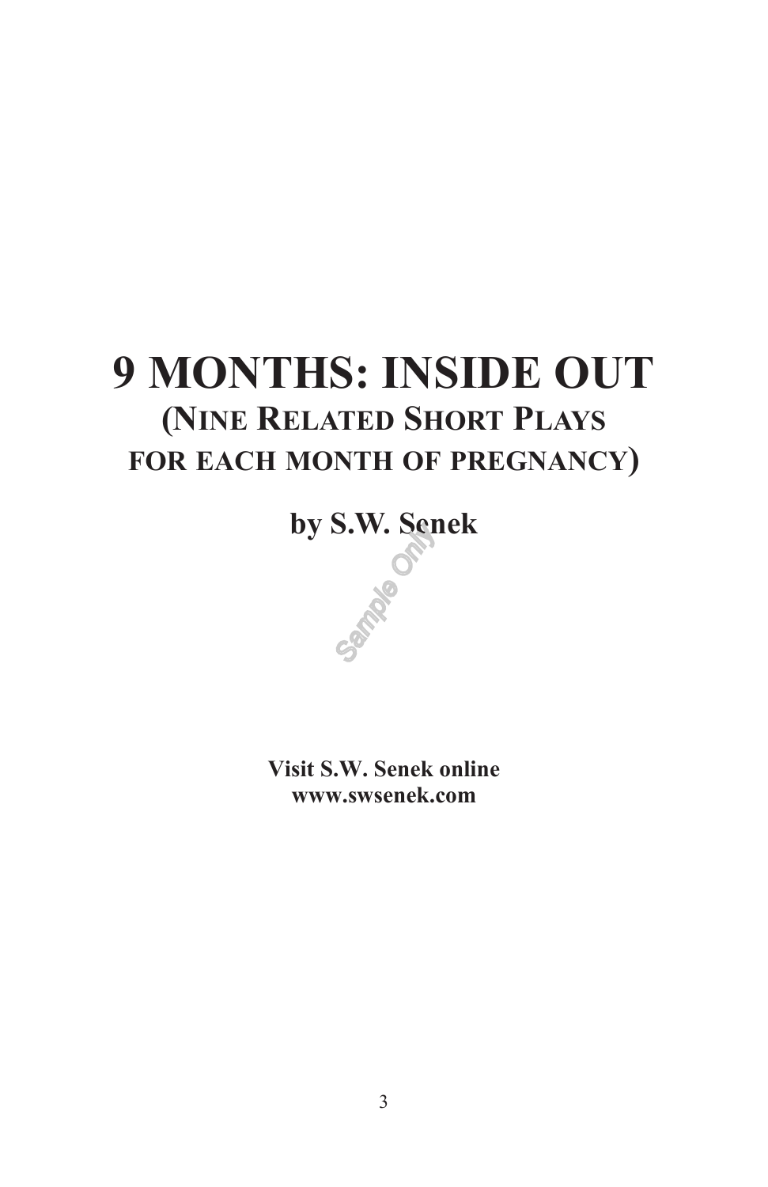# 9 MONTHS: INSIDE OUT

## (Nine Related Short Plays for each month of pregnancy)

**by S.W. Senek**

**Visit S.W. Senek online**
**www.swsenek.com**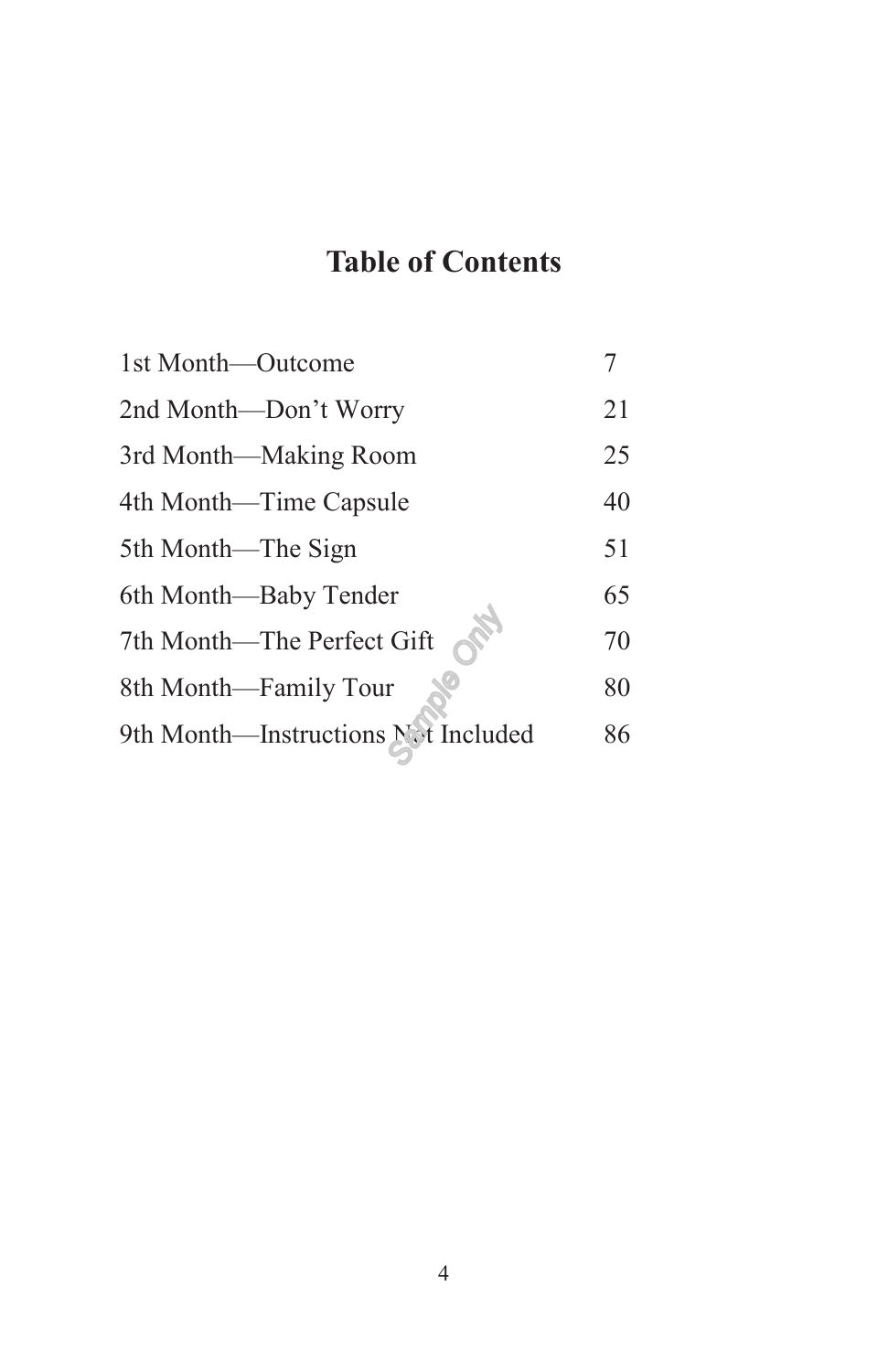# Table of Contents

| | |
|---|---|
| 1st Month—Outcome | 7 |
| 2nd Month—Don't Worry | 21 |
| 3rd Month—Making Room | 25 |
| 4th Month—Time Capsule | 40 |
| 5th Month—The Sign | 51 |
| 6th Month—Baby Tender | 65 |
| 7th Month—The Perfect Gift | 70 |
| 8th Month—Family Tour | 80 |
| 9th Month—Instructions Not Included | 86 |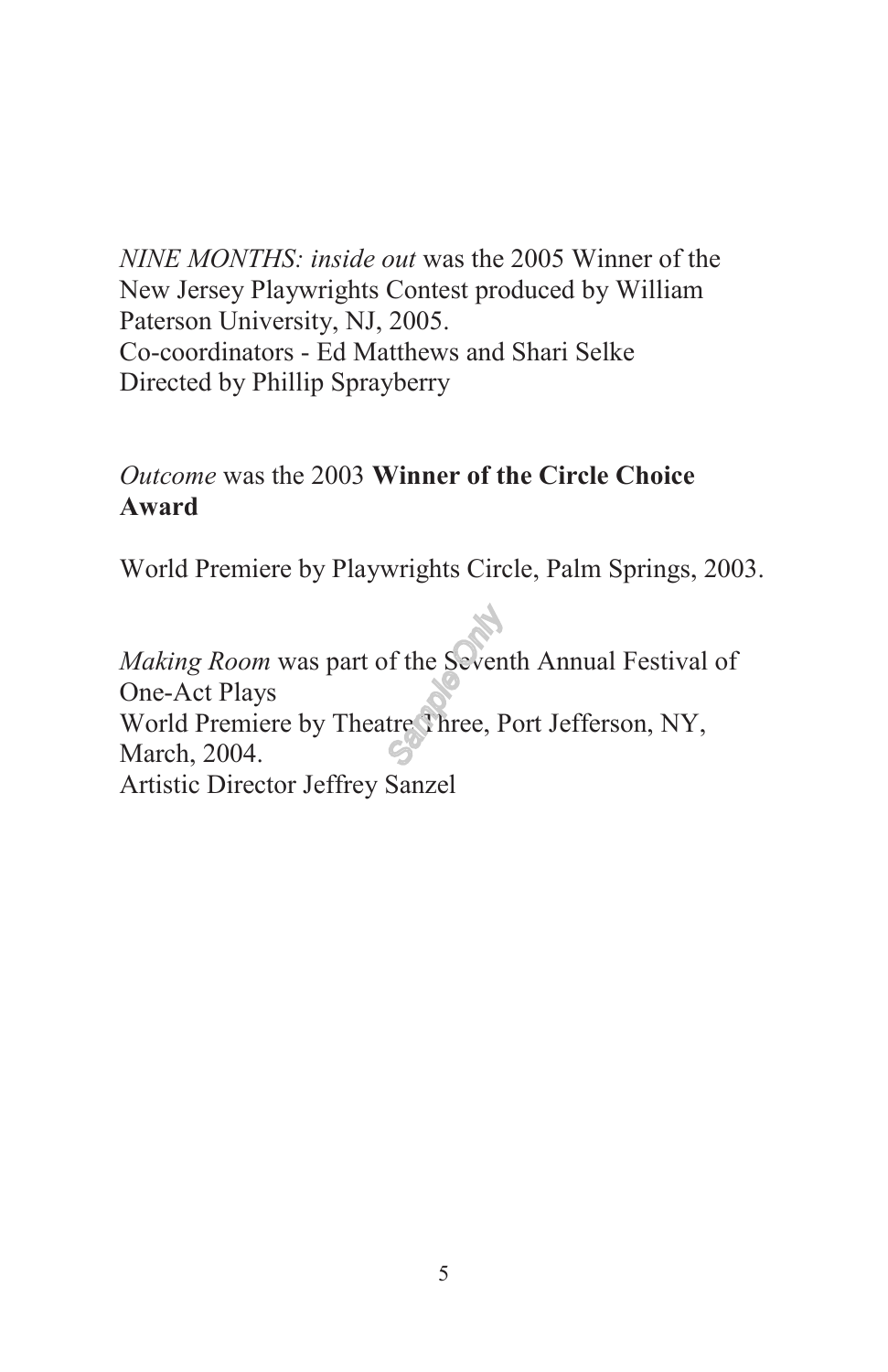*NINE MONTHS: inside out* was the 2005 Winner of the New Jersey Playwrights Contest produced by William Paterson University, NJ, 2005.
Co-coordinators - Ed Matthews and Shari Selke
Directed by Phillip Sprayberry

*Outcome* was the 2003 **Winner of the Circle Choice Award**

World Premiere by Playwrights Circle, Palm Springs, 2003.

*Making Room* was part of the Seventh Annual Festival of One-Act Plays
World Premiere by Theatre Three, Port Jefferson, NY, March, 2004.
Artistic Director Jeffrey Sanzel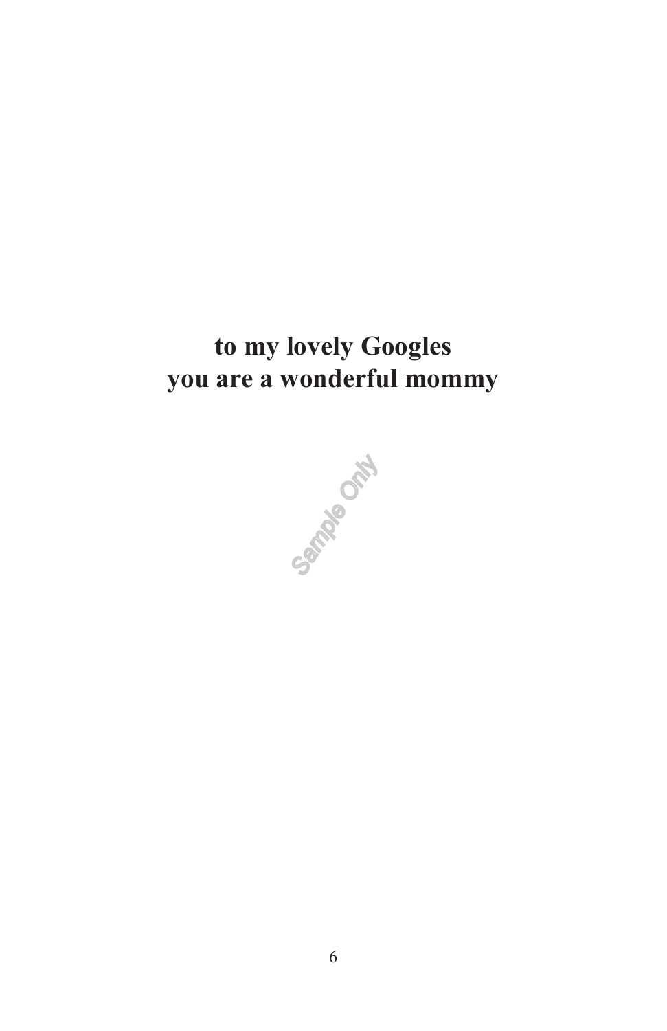**to my lovely Googles**
**you are a wonderful mommy**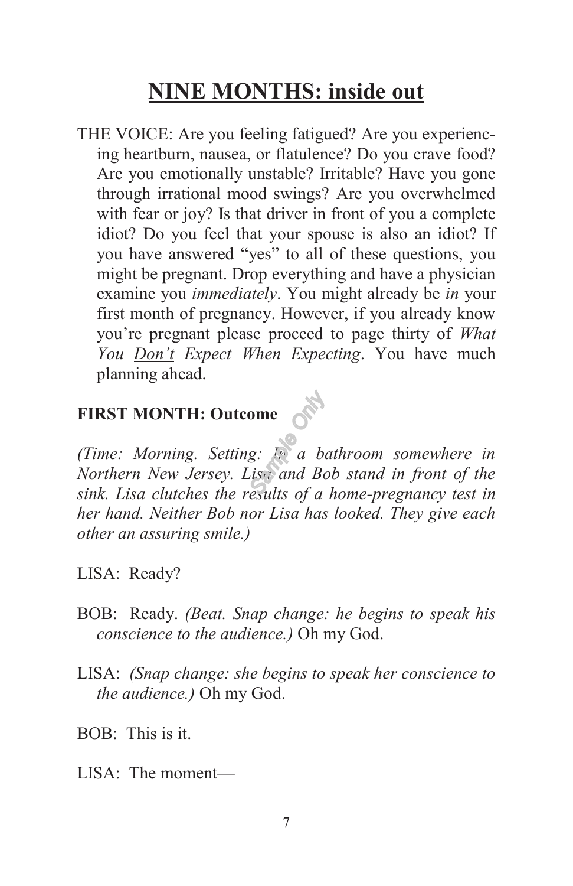# NINE MONTHS: inside out

THE VOICE: Are you feeling fatigued? Are you experiencing heartburn, nausea, or flatulence? Do you crave food? Are you emotionally unstable? Irritable? Have you gone through irrational mood swings? Are you overwhelmed with fear or joy? Is that driver in front of you a complete idiot? Do you feel that your spouse is also an idiot? If you have answered "yes" to all of these questions, you might be pregnant. Drop everything and have a physician examine you *immediately*. You might already be *in* your first month of pregnancy. However, if you already know you're pregnant please proceed to page thirty of *What You <u>Don't</u> Expect When Expecting*. You have much planning ahead.

**FIRST MONTH: Outcome**

*(Time: Morning. Setting: In a bathroom somewhere in Northern New Jersey. Lisa and Bob stand in front of the sink. Lisa clutches the results of a home-pregnancy test in her hand. Neither Bob nor Lisa has looked. They give each other an assuring smile.)*

LISA: Ready?

BOB: Ready. *(Beat. Snap change: he begins to speak his conscience to the audience.)* Oh my God.

LISA: *(Snap change: she begins to speak her conscience to the audience.)* Oh my God.

BOB: This is it.

LISA: The moment—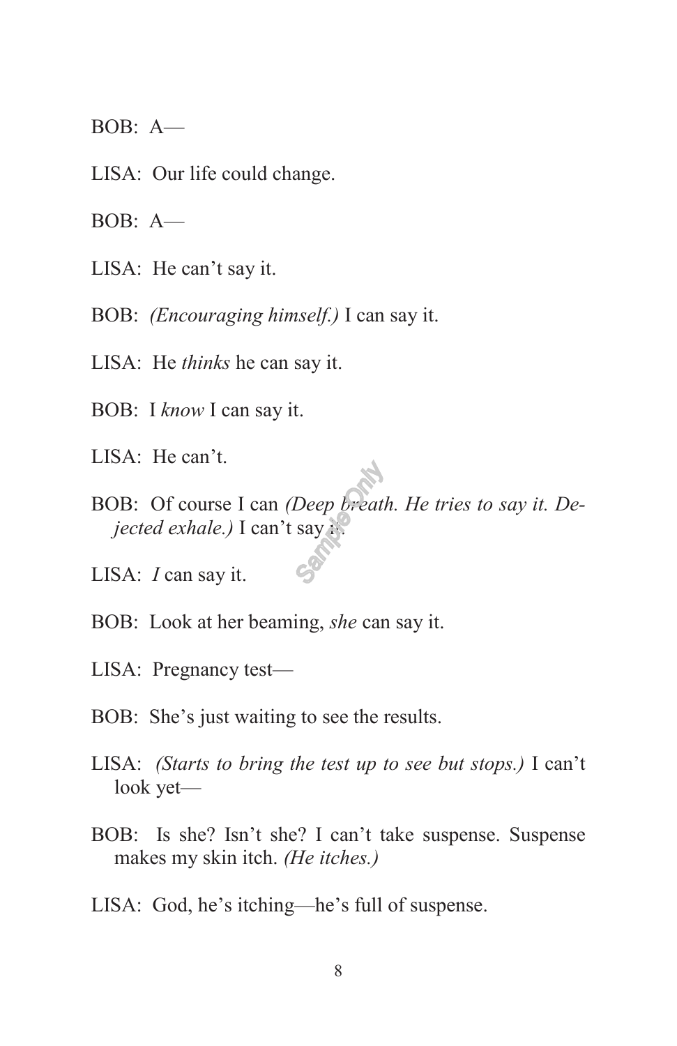BOB: A—

LISA: Our life could change.

BOB: A—

LISA: He can't say it.

BOB: *(Encouraging himself.)* I can say it.

LISA: He *thinks* he can say it.

BOB: I *know* I can say it.

LISA: He can't.

BOB: Of course I can *(Deep breath. He tries to say it. Dejected exhale.)* I can't say it.

LISA: *I* can say it.

BOB: Look at her beaming, *she* can say it.

LISA: Pregnancy test—

BOB: She's just waiting to see the results.

LISA: *(Starts to bring the test up to see but stops.)* I can't look yet—

BOB: Is she? Isn't she? I can't take suspense. Suspense makes my skin itch. *(He itches.)*

LISA: God, he's itching—he's full of suspense.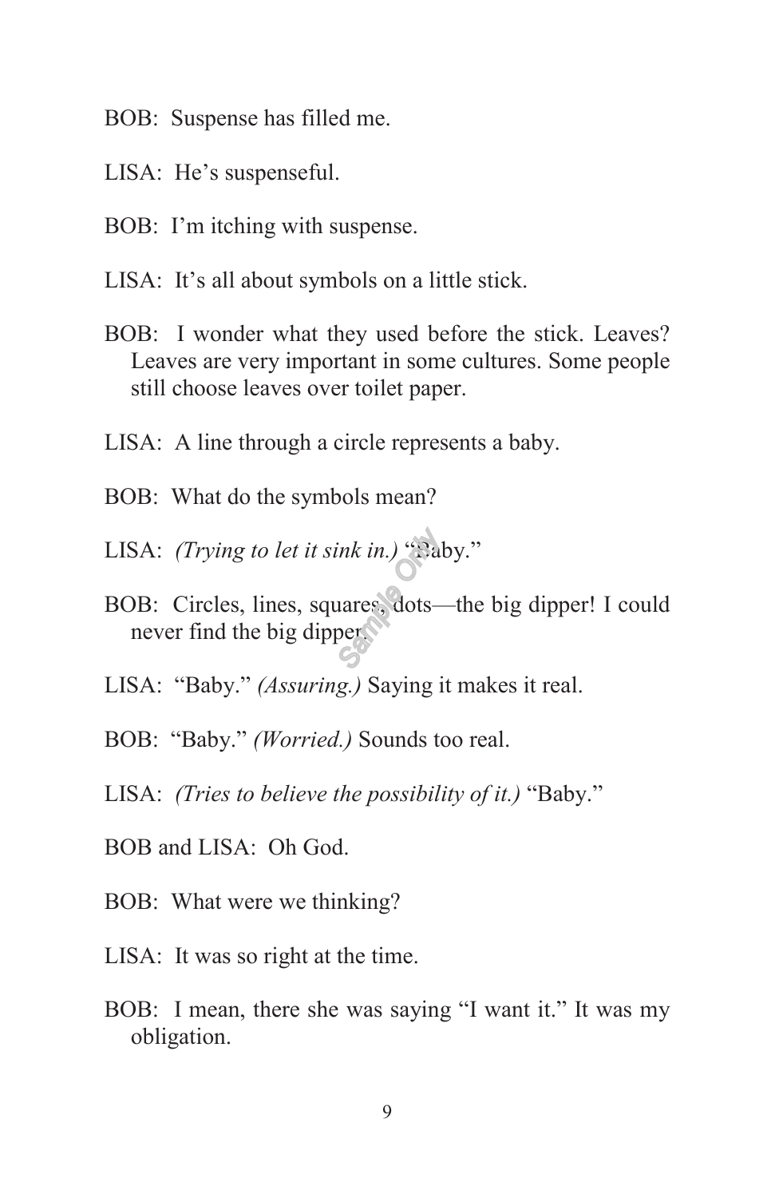BOB: Suspense has filled me.

LISA: He's suspenseful.

BOB: I'm itching with suspense.

LISA: It's all about symbols on a little stick.

BOB: I wonder what they used before the stick. Leaves? Leaves are very important in some cultures. Some people still choose leaves over toilet paper.

LISA: A line through a circle represents a baby.

BOB: What do the symbols mean?

LISA: *(Trying to let it sink in.)* "Baby."

BOB: Circles, lines, squares, dots—the big dipper! I could never find the big dipper.

LISA: "Baby." *(Assuring.)* Saying it makes it real.

BOB: "Baby." *(Worried.)* Sounds too real.

LISA: *(Tries to believe the possibility of it.)* "Baby."

BOB and LISA: Oh God.

BOB: What were we thinking?

LISA: It was so right at the time.

BOB: I mean, there she was saying "I want it." It was my obligation.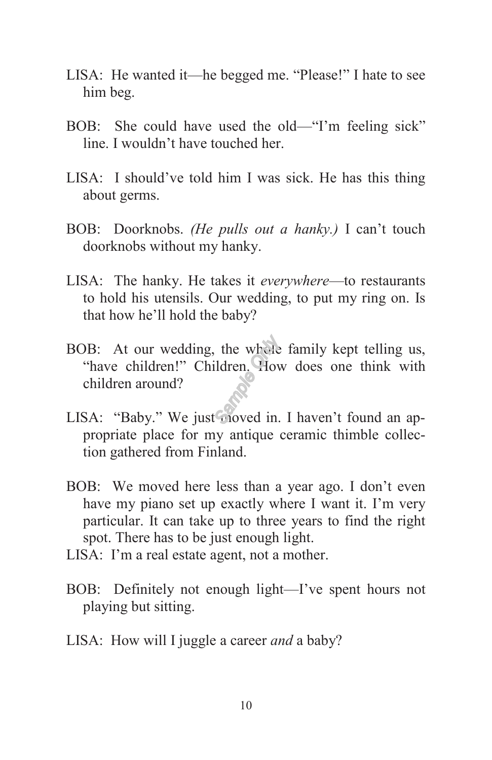LISA: He wanted it—he begged me. "Please!" I hate to see him beg.

BOB: She could have used the old—"I'm feeling sick" line. I wouldn't have touched her.

LISA: I should've told him I was sick. He has this thing about germs.

BOB: Doorknobs. *(He pulls out a hanky.)* I can't touch doorknobs without my hanky.

LISA: The hanky. He takes it *everywhere*—to restaurants to hold his utensils. Our wedding, to put my ring on. Is that how he'll hold the baby?

BOB: At our wedding, the whole family kept telling us, "have children!" Children. How does one think with children around?

LISA: "Baby." We just moved in. I haven't found an appropriate place for my antique ceramic thimble collection gathered from Finland.

BOB: We moved here less than a year ago. I don't even have my piano set up exactly where I want it. I'm very particular. It can take up to three years to find the right spot. There has to be just enough light.

LISA: I'm a real estate agent, not a mother.

BOB: Definitely not enough light—I've spent hours not playing but sitting.

LISA: How will I juggle a career *and* a baby?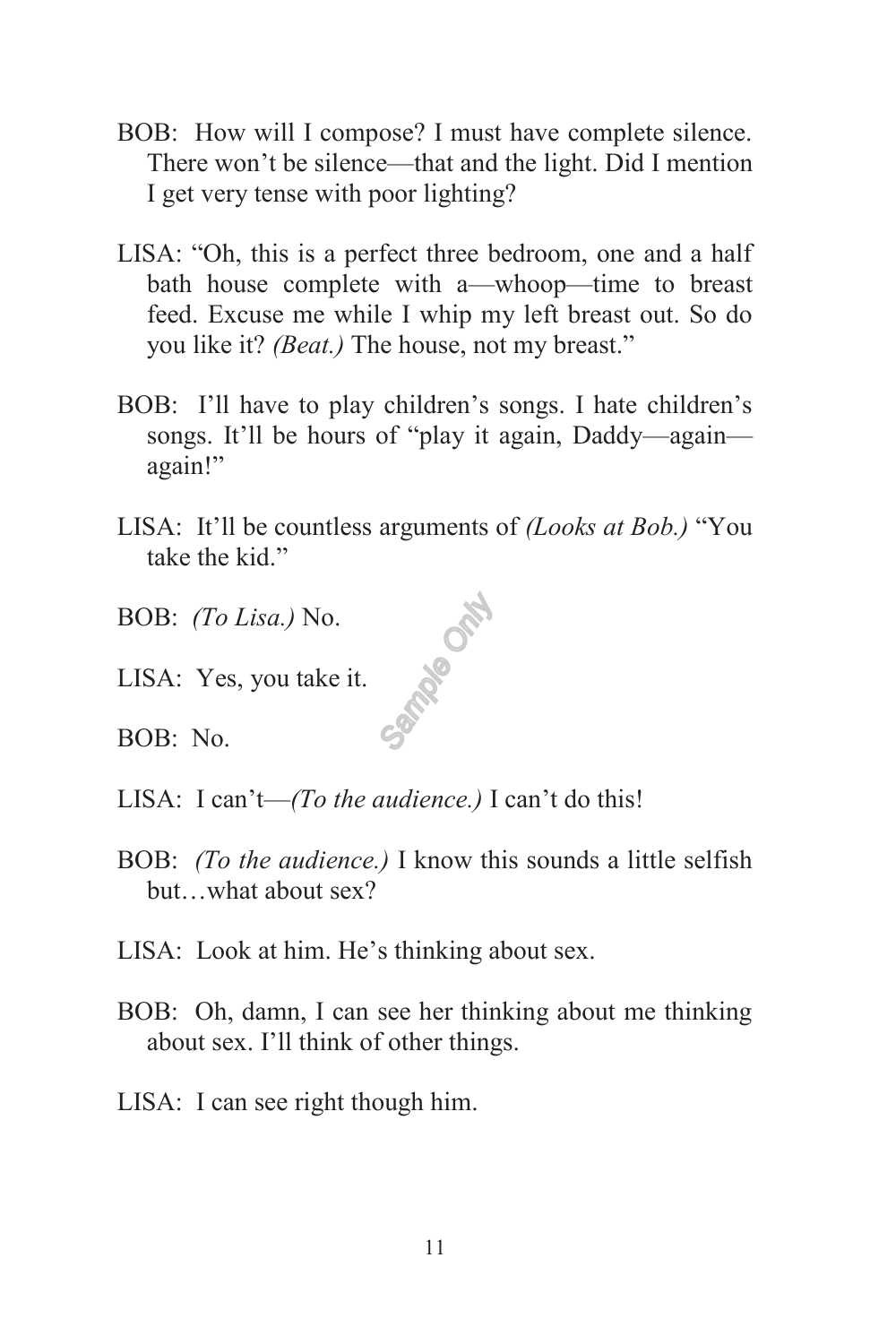BOB: How will I compose? I must have complete silence. There won't be silence—that and the light. Did I mention I get very tense with poor lighting?

LISA: "Oh, this is a perfect three bedroom, one and a half bath house complete with a—whoop—time to breast feed. Excuse me while I whip my left breast out. So do you like it? *(Beat.)* The house, not my breast."

BOB: I'll have to play children's songs. I hate children's songs. It'll be hours of "play it again, Daddy—again—again!"

LISA: It'll be countless arguments of *(Looks at Bob.)* "You take the kid."

BOB: *(To Lisa.)* No.

LISA: Yes, you take it.

BOB: No.

LISA: I can't—*(To the audience.)* I can't do this!

BOB: *(To the audience.)* I know this sounds a little selfish but…what about sex?

LISA: Look at him. He's thinking about sex.

BOB: Oh, damn, I can see her thinking about me thinking about sex. I'll think of other things.

LISA: I can see right though him.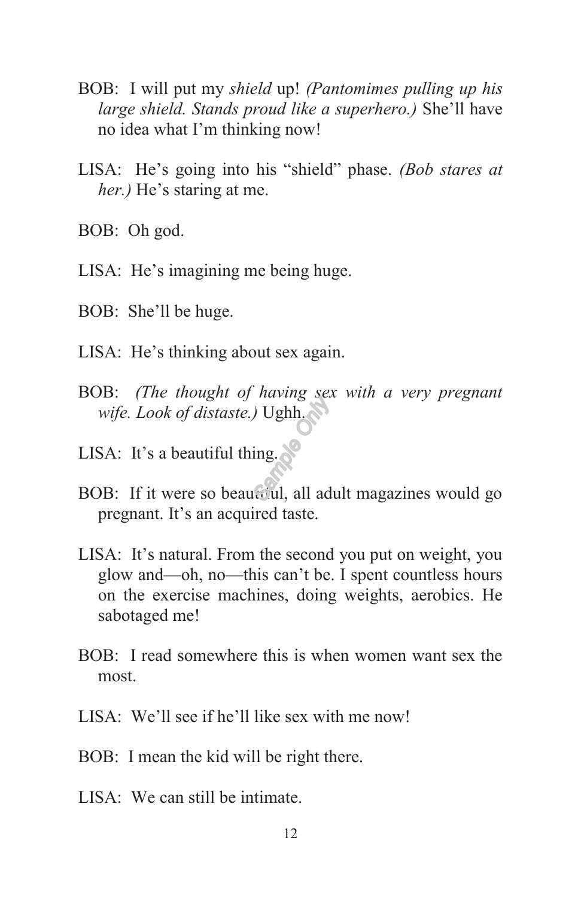BOB: I will put my *shield* up! *(Pantomimes pulling up his large shield. Stands proud like a superhero.)* She'll have no idea what I'm thinking now!

LISA: He's going into his "shield" phase. *(Bob stares at her.)* He's staring at me.

BOB: Oh god.

LISA: He's imagining me being huge.

BOB: She'll be huge.

LISA: He's thinking about sex again.

BOB: *(The thought of having sex with a very pregnant wife. Look of distaste.)* Ughh.

LISA: It's a beautiful thing.

BOB: If it were so beautiful, all adult magazines would go pregnant. It's an acquired taste.

LISA: It's natural. From the second you put on weight, you glow and—oh, no—this can't be. I spent countless hours on the exercise machines, doing weights, aerobics. He sabotaged me!

BOB: I read somewhere this is when women want sex the most.

LISA: We'll see if he'll like sex with me now!

BOB: I mean the kid will be right there.

LISA: We can still be intimate.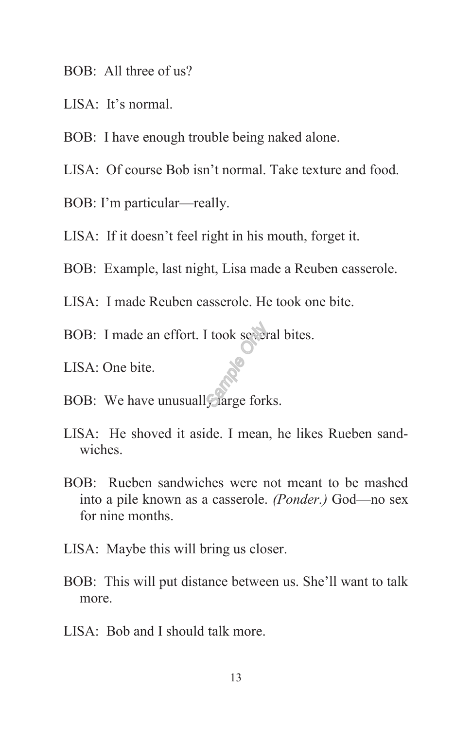BOB: All three of us?

LISA: It's normal.

BOB: I have enough trouble being naked alone.

LISA: Of course Bob isn't normal. Take texture and food.

BOB: I'm particular—really.

LISA: If it doesn't feel right in his mouth, forget it.

BOB: Example, last night, Lisa made a Reuben casserole.

LISA: I made Reuben casserole. He took one bite.

BOB: I made an effort. I took several bites.

LISA: One bite.

BOB: We have unusually large forks.

LISA: He shoved it aside. I mean, he likes Rueben sandwiches.

BOB: Rueben sandwiches were not meant to be mashed into a pile known as a casserole. *(Ponder.)* God—no sex for nine months.

LISA: Maybe this will bring us closer.

BOB: This will put distance between us. She'll want to talk more.

LISA: Bob and I should talk more.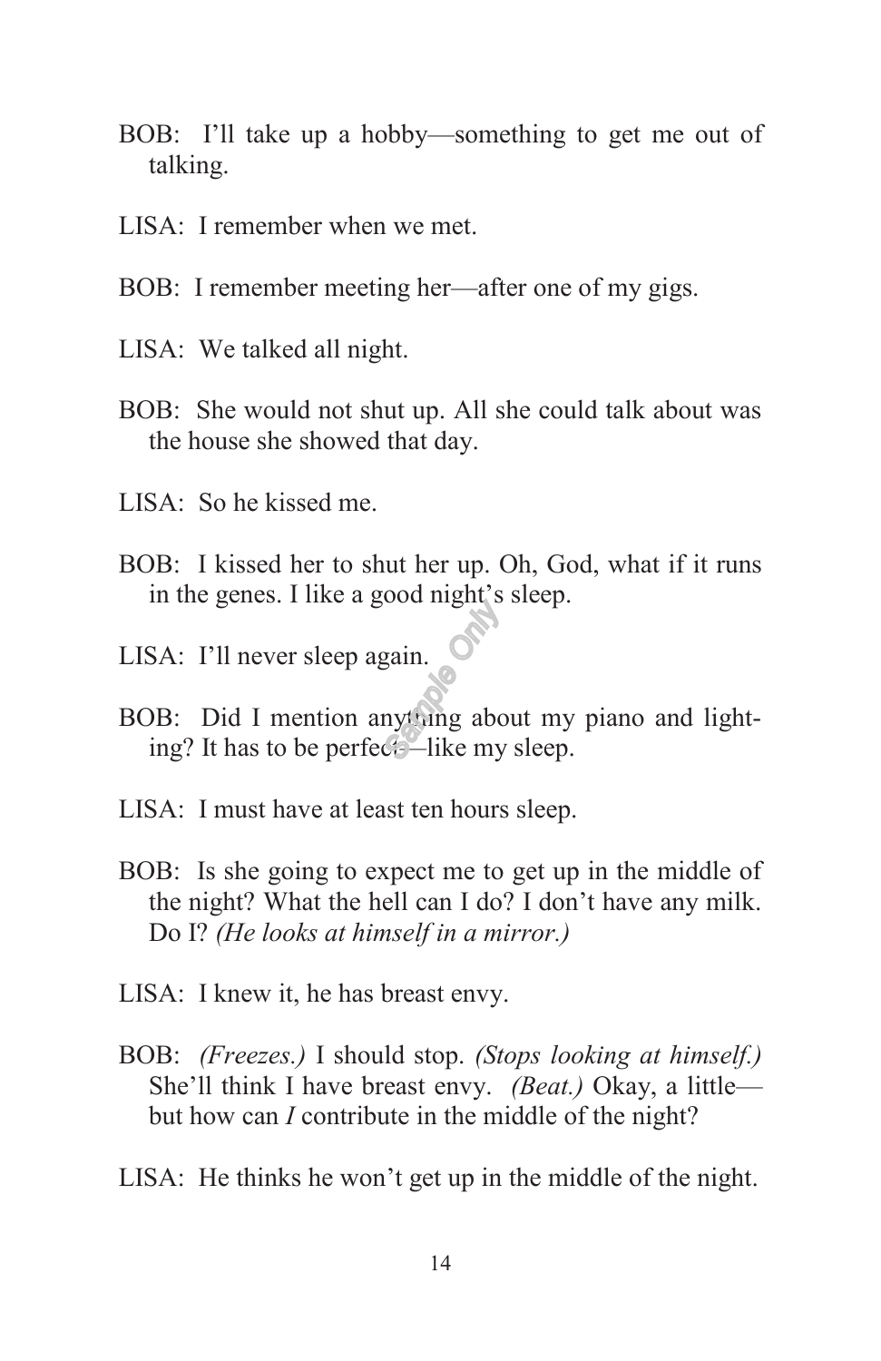BOB: I'll take up a hobby—something to get me out of talking.

LISA: I remember when we met.

BOB: I remember meeting her—after one of my gigs.

LISA: We talked all night.

BOB: She would not shut up. All she could talk about was the house she showed that day.

LISA: So he kissed me.

BOB: I kissed her to shut her up. Oh, God, what if it runs in the genes. I like a good night's sleep.

LISA: I'll never sleep again.

BOB: Did I mention anything about my piano and lighting? It has to be perfect—like my sleep.

LISA: I must have at least ten hours sleep.

BOB: Is she going to expect me to get up in the middle of the night? What the hell can I do? I don't have any milk. Do I? *(He looks at himself in a mirror.)*

LISA: I knew it, he has breast envy.

BOB: *(Freezes.)* I should stop. *(Stops looking at himself.)* She'll think I have breast envy. *(Beat.)* Okay, a little—but how can *I* contribute in the middle of the night?

LISA: He thinks he won't get up in the middle of the night.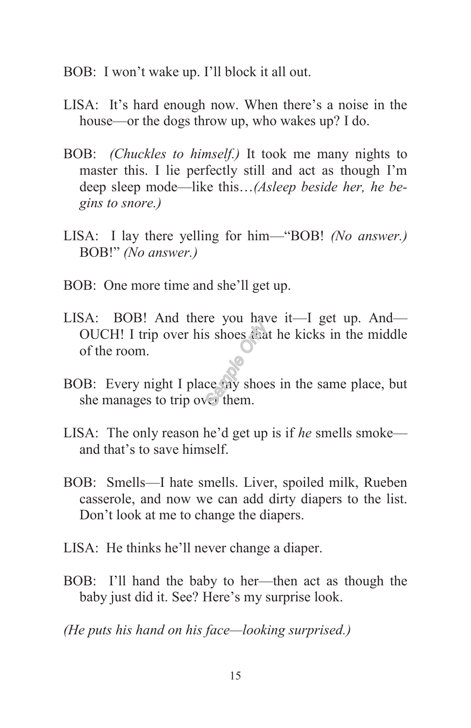BOB: I won't wake up. I'll block it all out.

LISA: It's hard enough now. When there's a noise in the house—or the dogs throw up, who wakes up? I do.

BOB: *(Chuckles to himself.)* It took me many nights to master this. I lie perfectly still and act as though I'm deep sleep mode—like this…*(Asleep beside her, he begins to snore.)*

LISA: I lay there yelling for him—"BOB! *(No answer.)* BOB!" *(No answer.)*

BOB: One more time and she'll get up.

LISA: BOB! And there you have it—I get up. And—OUCH! I trip over his shoes that he kicks in the middle of the room.

BOB: Every night I place my shoes in the same place, but she manages to trip over them.

LISA: The only reason he'd get up is if *he* smells smoke—and that's to save himself.

BOB: Smells—I hate smells. Liver, spoiled milk, Rueben casserole, and now we can add dirty diapers to the list. Don't look at me to change the diapers.

LISA: He thinks he'll never change a diaper.

BOB: I'll hand the baby to her—then act as though the baby just did it. See? Here's my surprise look.

*(He puts his hand on his face—looking surprised.)*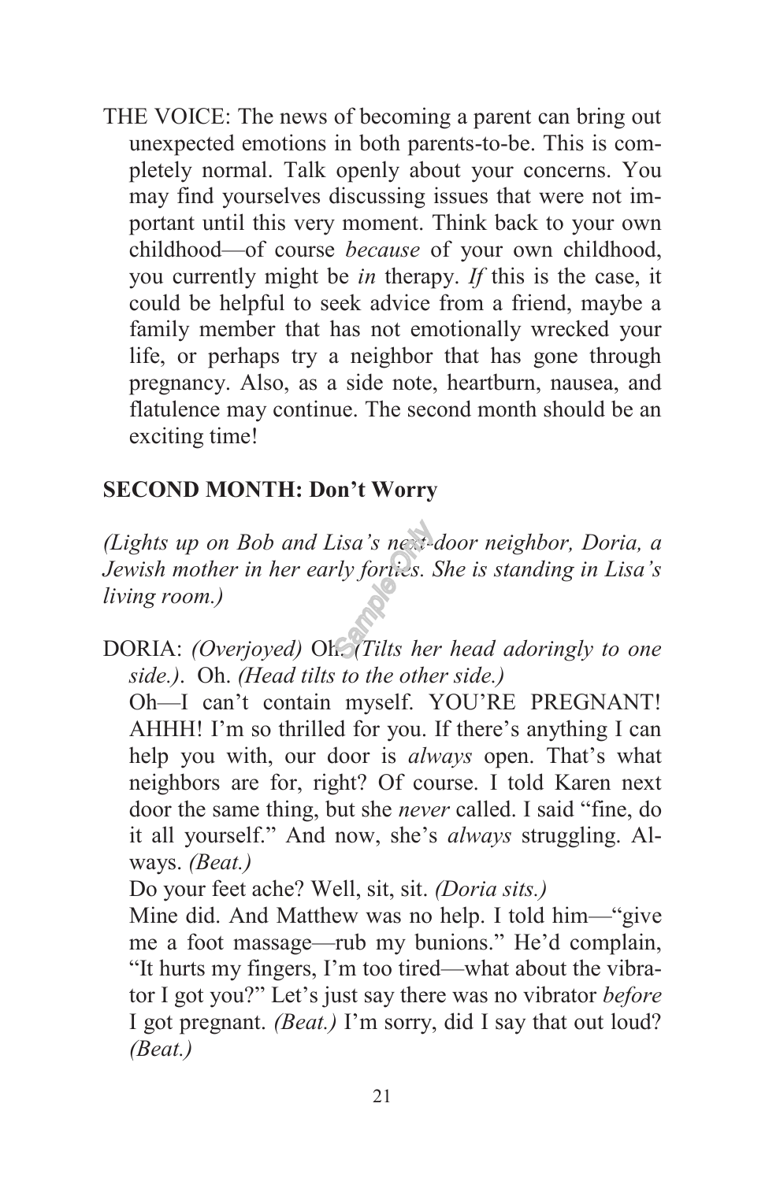THE VOICE: The news of becoming a parent can bring out unexpected emotions in both parents-to-be. This is completely normal. Talk openly about your concerns. You may find yourselves discussing issues that were not important until this very moment. Think back to your own childhood—of course *because* of your own childhood, you currently might be *in* therapy. *If* this is the case, it could be helpful to seek advice from a friend, maybe a family member that has not emotionally wrecked your life, or perhaps try a neighbor that has gone through pregnancy. Also, as a side note, heartburn, nausea, and flatulence may continue. The second month should be an exciting time!

**SECOND MONTH: Don't Worry**

*(Lights up on Bob and Lisa's next-door neighbor, Doria, a Jewish mother in her early forties. She is standing in Lisa's living room.)*

DORIA: *(Overjoyed)* Oh. *(Tilts her head adoringly to one side.)*. Oh. *(Head tilts to the other side.)*

Oh—I can't contain myself. YOU'RE PREGNANT! AHHH! I'm so thrilled for you. If there's anything I can help you with, our door is *always* open. That's what neighbors are for, right? Of course. I told Karen next door the same thing, but she *never* called. I said "fine, do it all yourself." And now, she's *always* struggling. Always. *(Beat.)*

Do your feet ache? Well, sit, sit. *(Doria sits.)*

Mine did. And Matthew was no help. I told him—"give me a foot massage—rub my bunions." He'd complain, "It hurts my fingers, I'm too tired—what about the vibrator I got you?" Let's just say there was no vibrator *before* I got pregnant. *(Beat.)* I'm sorry, did I say that out loud? *(Beat.)*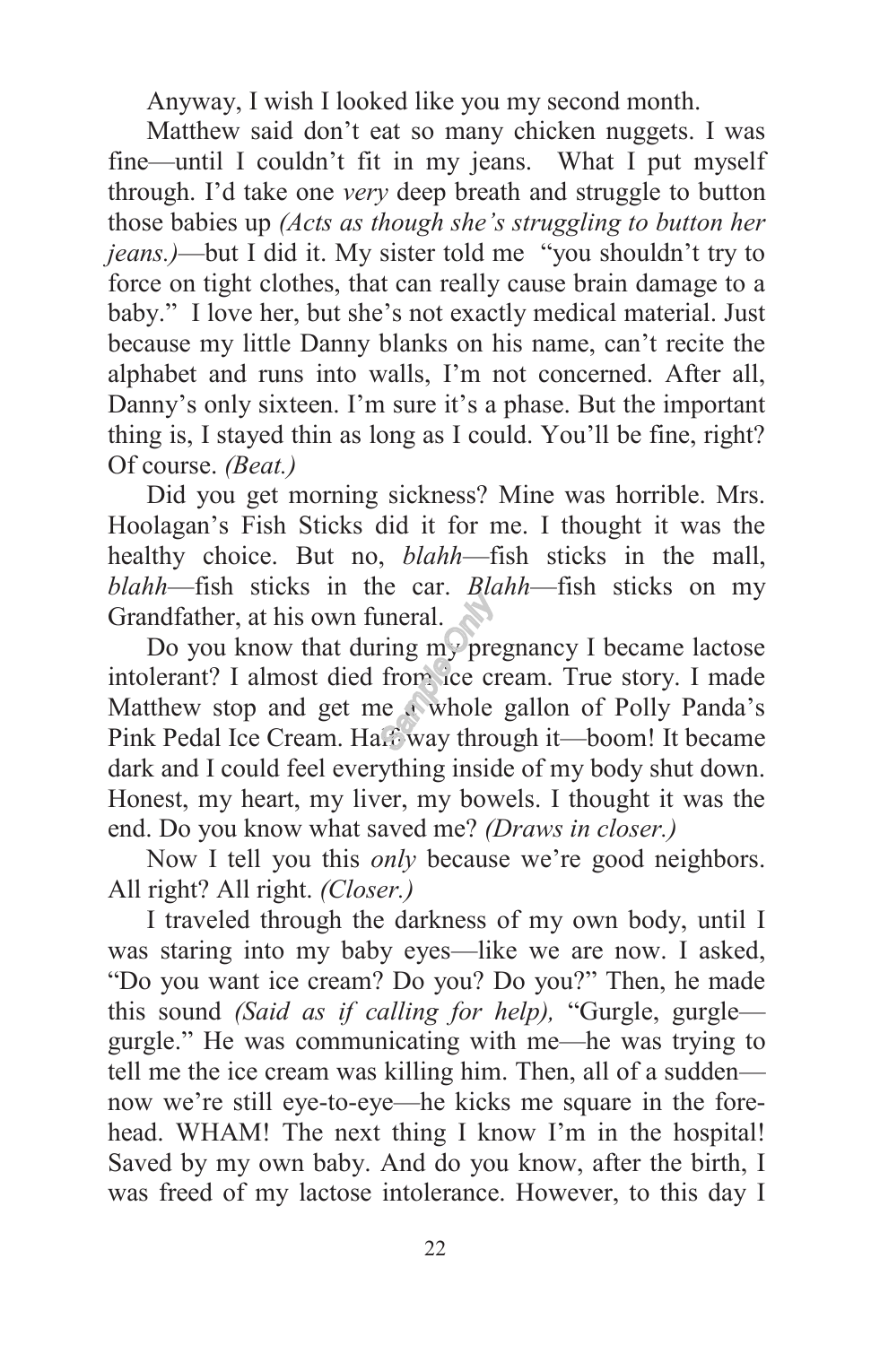Anyway, I wish I looked like you my second month.

Matthew said don't eat so many chicken nuggets. I was fine—until I couldn't fit in my jeans. What I put myself through. I'd take one *very* deep breath and struggle to button those babies up *(Acts as though she's struggling to button her jeans.)*—but I did it. My sister told me "you shouldn't try to force on tight clothes, that can really cause brain damage to a baby." I love her, but she's not exactly medical material. Just because my little Danny blanks on his name, can't recite the alphabet and runs into walls, I'm not concerned. After all, Danny's only sixteen. I'm sure it's a phase. But the important thing is, I stayed thin as long as I could. You'll be fine, right? Of course. *(Beat.)*

Did you get morning sickness? Mine was horrible. Mrs. Hoolagan's Fish Sticks did it for me. I thought it was the healthy choice. But no, *blahh*—fish sticks in the mall, *blahh*—fish sticks in the car. *Blahh*—fish sticks on my Grandfather, at his own funeral.

Do you know that during my pregnancy I became lactose intolerant? I almost died from ice cream. True story. I made Matthew stop and get me a whole gallon of Polly Panda's Pink Pedal Ice Cream. Halfway through it—boom! It became dark and I could feel everything inside of my body shut down. Honest, my heart, my liver, my bowels. I thought it was the end. Do you know what saved me? *(Draws in closer.)*

Now I tell you this *only* because we're good neighbors. All right? All right. *(Closer.)*

I traveled through the darkness of my own body, until I was staring into my baby eyes—like we are now. I asked, "Do you want ice cream? Do you? Do you?" Then, he made this sound *(Said as if calling for help),* "Gurgle, gurgle—gurgle." He was communicating with me—he was trying to tell me the ice cream was killing him. Then, all of a sudden—now we're still eye-to-eye—he kicks me square in the forehead. WHAM! The next thing I know I'm in the hospital! Saved by my own baby. And do you know, after the birth, I was freed of my lactose intolerance. However, to this day I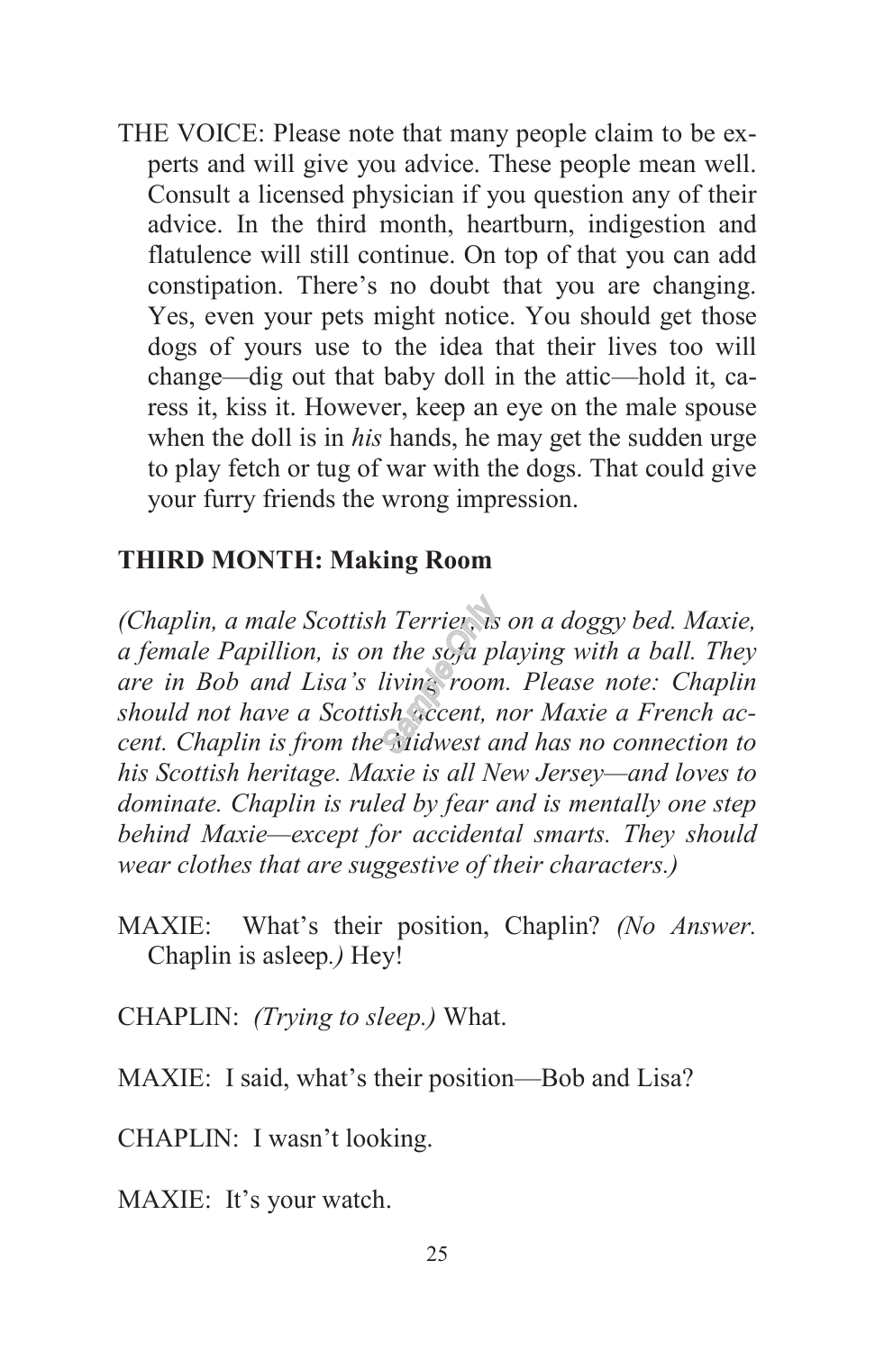THE VOICE: Please note that many people claim to be experts and will give you advice. These people mean well. Consult a licensed physician if you question any of their advice. In the third month, heartburn, indigestion and flatulence will still continue. On top of that you can add constipation. There's no doubt that you are changing. Yes, even your pets might notice. You should get those dogs of yours use to the idea that their lives too will change—dig out that baby doll in the attic—hold it, caress it, kiss it. However, keep an eye on the male spouse when the doll is in *his* hands, he may get the sudden urge to play fetch or tug of war with the dogs. That could give your furry friends the wrong impression.

**THIRD MONTH: Making Room**

*(Chaplin, a male Scottish Terrier, is on a doggy bed. Maxie, a female Papillion, is on the sofa playing with a ball. They are in Bob and Lisa's living room. Please note: Chaplin should not have a Scottish accent, nor Maxie a French accent. Chaplin is from the Midwest and has no connection to his Scottish heritage. Maxie is all New Jersey—and loves to dominate. Chaplin is ruled by fear and is mentally one step behind Maxie—except for accidental smarts. They should wear clothes that are suggestive of their characters.)*

MAXIE: What's their position, Chaplin? *(No Answer.* Chaplin is asleep.*)* Hey!

CHAPLIN: *(Trying to sleep.)* What.

MAXIE: I said, what's their position—Bob and Lisa?

CHAPLIN: I wasn't looking.

MAXIE: It's your watch.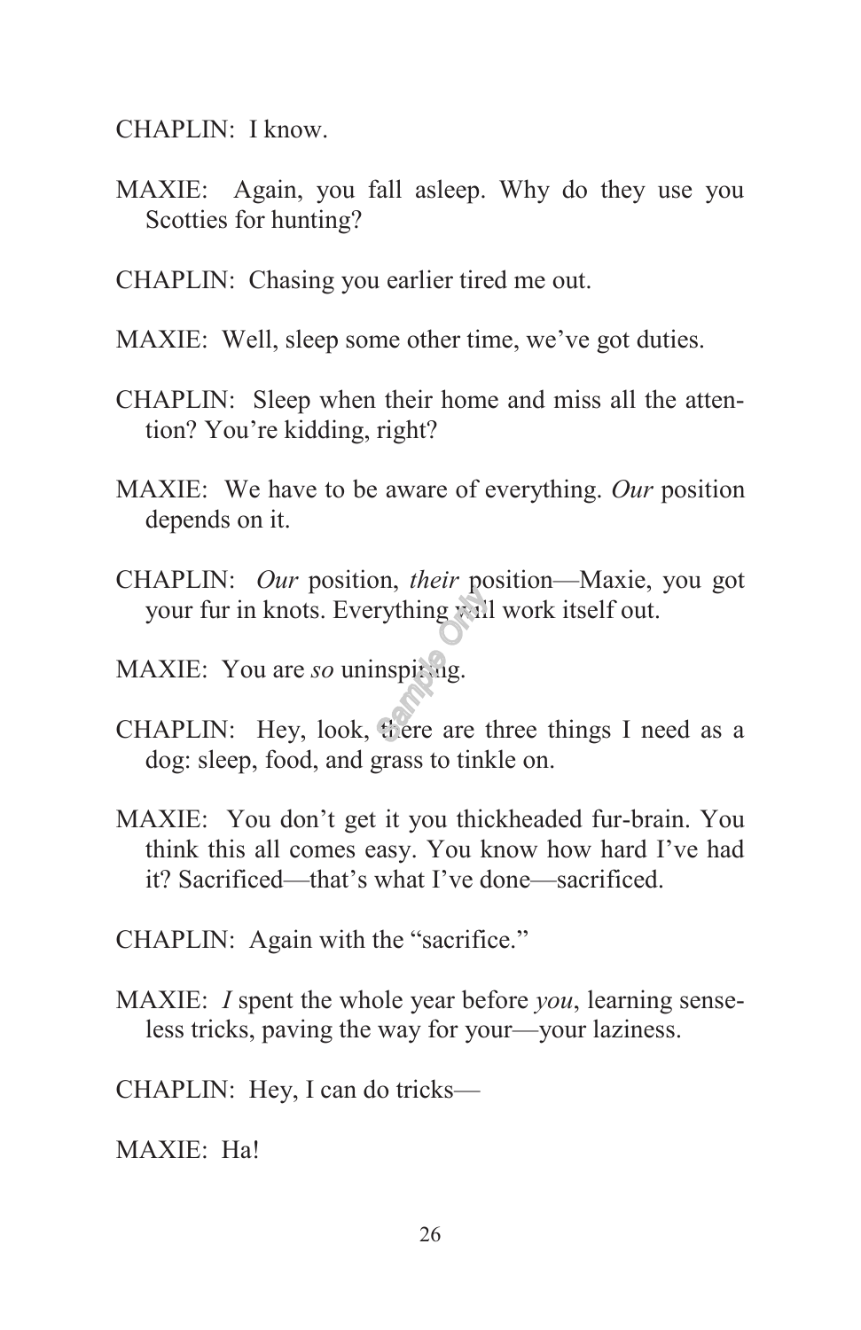CHAPLIN: I know.

MAXIE: Again, you fall asleep. Why do they use you Scotties for hunting?

CHAPLIN: Chasing you earlier tired me out.

MAXIE: Well, sleep some other time, we've got duties.

CHAPLIN: Sleep when their home and miss all the attention? You're kidding, right?

MAXIE: We have to be aware of everything. *Our* position depends on it.

CHAPLIN: *Our* position, *their* position—Maxie, you got your fur in knots. Everything will work itself out.

MAXIE: You are *so* uninspiring.

CHAPLIN: Hey, look, there are three things I need as a dog: sleep, food, and grass to tinkle on.

MAXIE: You don't get it you thickheaded fur-brain. You think this all comes easy. You know how hard I've had it? Sacrificed—that's what I've done—sacrificed.

CHAPLIN: Again with the "sacrifice."

MAXIE: *I* spent the whole year before *you*, learning senseless tricks, paving the way for your—your laziness.

CHAPLIN: Hey, I can do tricks—

MAXIE: Ha!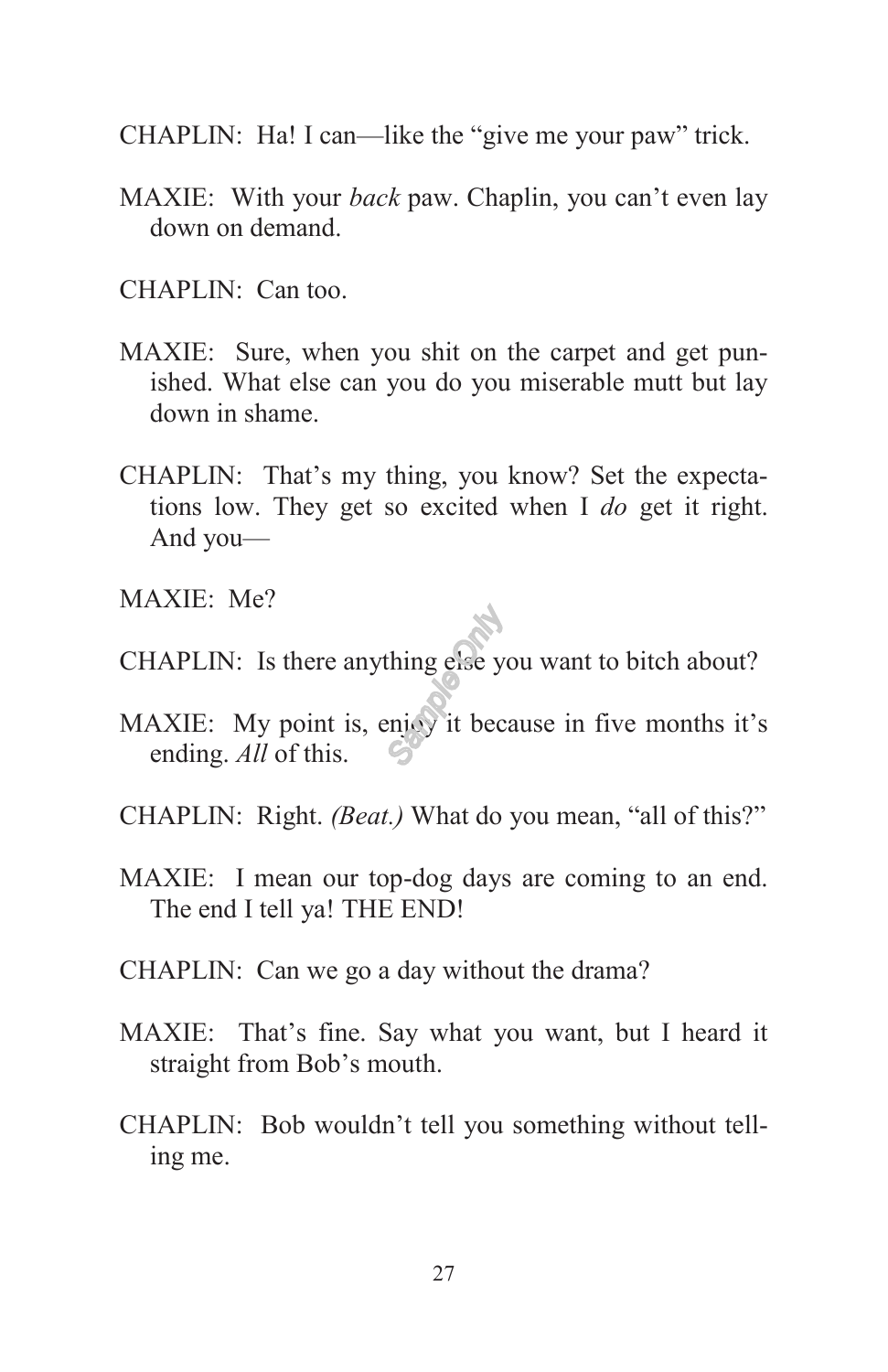CHAPLIN: Ha! I can—like the “give me your paw” trick.

MAXIE: With your *back* paw. Chaplin, you can’t even lay down on demand.

CHAPLIN: Can too.

MAXIE: Sure, when you shit on the carpet and get punished. What else can you do you miserable mutt but lay down in shame.

CHAPLIN: That’s my thing, you know? Set the expectations low. They get so excited when I *do* get it right. And you—

MAXIE: Me?

CHAPLIN: Is there anything else you want to bitch about?

MAXIE: My point is, enjoy it because in five months it’s ending. *All* of this.

CHAPLIN: Right. *(Beat.)* What do you mean, “all of this?”

MAXIE: I mean our top-dog days are coming to an end. The end I tell ya! THE END!

CHAPLIN: Can we go a day without the drama?

MAXIE: That’s fine. Say what you want, but I heard it straight from Bob’s mouth.

CHAPLIN: Bob wouldn’t tell you something without telling me.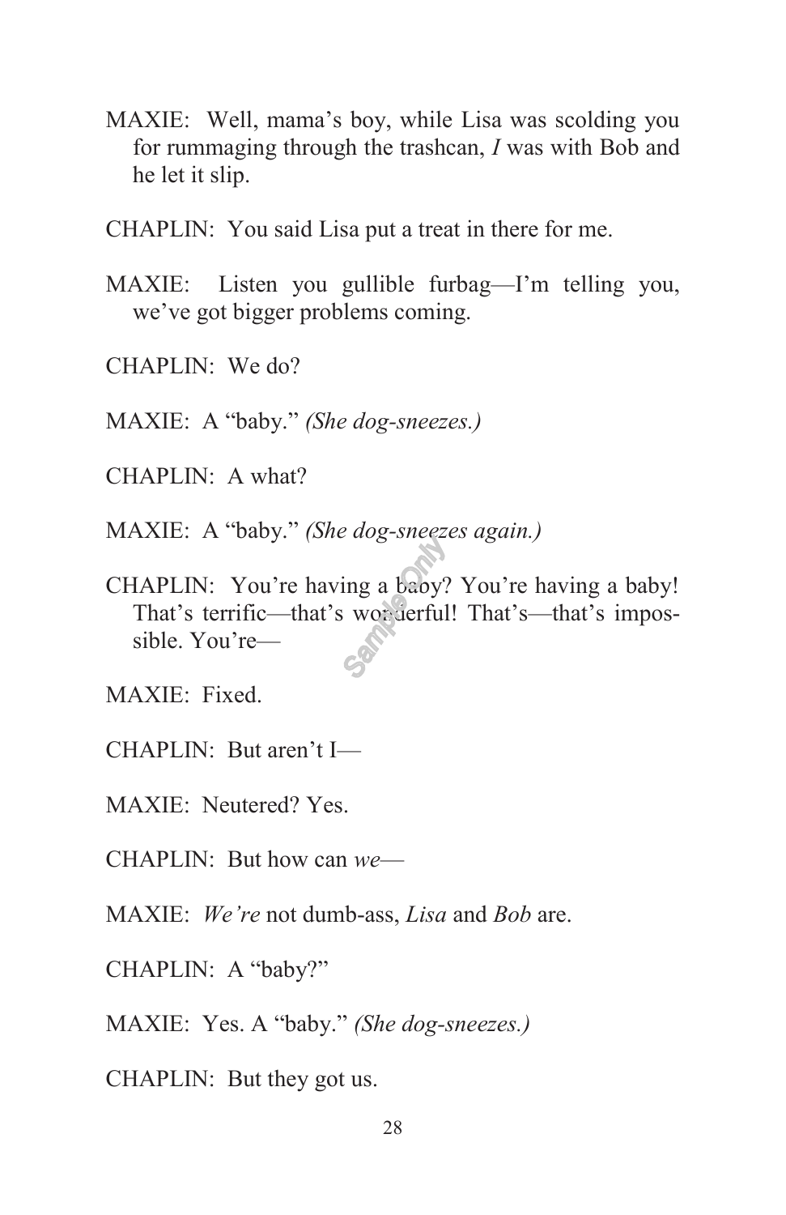MAXIE: Well, mama's boy, while Lisa was scolding you for rummaging through the trashcan, *I* was with Bob and he let it slip.

CHAPLIN: You said Lisa put a treat in there for me.

MAXIE: Listen you gullible furbag—I'm telling you, we've got bigger problems coming.

CHAPLIN: We do?

MAXIE: A "baby." *(She dog-sneezes.)*

CHAPLIN: A what?

MAXIE: A "baby." *(She dog-sneezes again.)*

CHAPLIN: You're having a baby? You're having a baby! That's terrific—that's wonderful! That's—that's impossible. You're—

MAXIE: Fixed.

CHAPLIN: But aren't I—

MAXIE: Neutered? Yes.

CHAPLIN: But how can *we*—

MAXIE: *We're* not dumb-ass, *Lisa* and *Bob* are.

CHAPLIN: A "baby?"

MAXIE: Yes. A "baby." *(She dog-sneezes.)*

CHAPLIN: But they got us.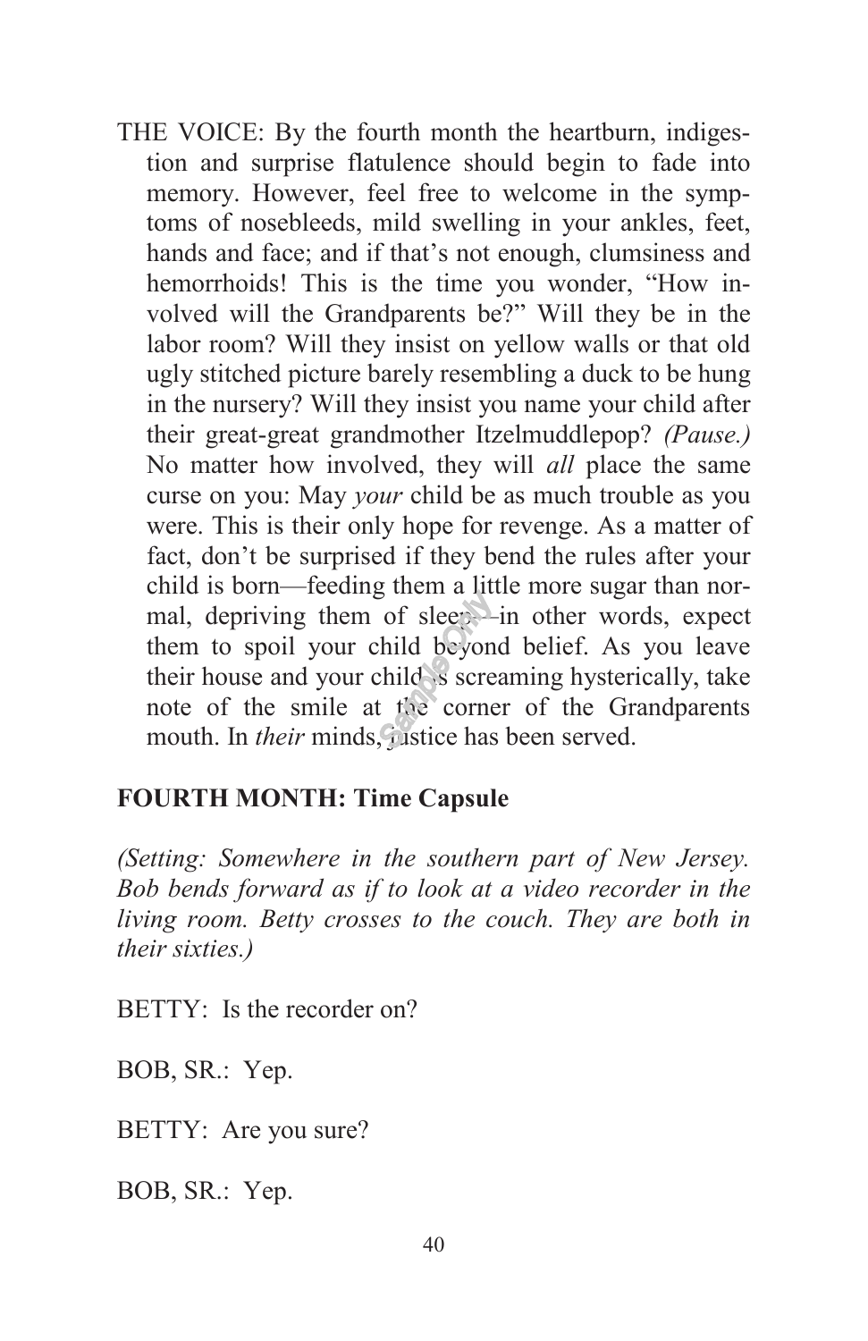THE VOICE: By the fourth month the heartburn, indigestion and surprise flatulence should begin to fade into memory. However, feel free to welcome in the symptoms of nosebleeds, mild swelling in your ankles, feet, hands and face; and if that's not enough, clumsiness and hemorrhoids! This is the time you wonder, "How involved will the Grandparents be?" Will they be in the labor room? Will they insist on yellow walls or that old ugly stitched picture barely resembling a duck to be hung in the nursery? Will they insist you name your child after their great-great grandmother Itzelmuddlepop? *(Pause.)* No matter how involved, they will *all* place the same curse on you: May *your* child be as much trouble as you were. This is their only hope for revenge. As a matter of fact, don't be surprised if they bend the rules after your child is born—feeding them a little more sugar than normal, depriving them of sleep—in other words, expect them to spoil your child beyond belief. As you leave their house and your child is screaming hysterically, take note of the smile at the corner of the Grandparents mouth. In *their* minds, justice has been served.

**FOURTH MONTH: Time Capsule**

*(Setting: Somewhere in the southern part of New Jersey. Bob bends forward as if to look at a video recorder in the living room. Betty crosses to the couch. They are both in their sixties.)*

BETTY: Is the recorder on?

BOB, SR.: Yep.

BETTY: Are you sure?

BOB, SR.: Yep.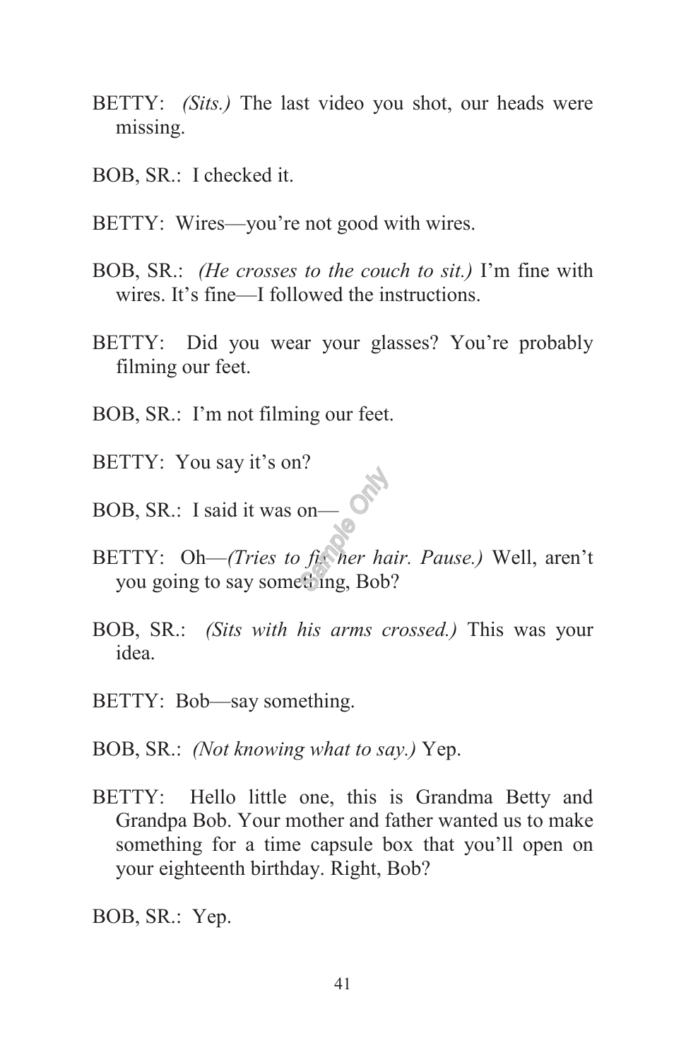BETTY: *(Sits.)* The last video you shot, our heads were missing.

BOB, SR.: I checked it.

BETTY: Wires—you're not good with wires.

BOB, SR.: *(He crosses to the couch to sit.)* I'm fine with wires. It's fine—I followed the instructions.

BETTY: Did you wear your glasses? You're probably filming our feet.

BOB, SR.: I'm not filming our feet.

BETTY: You say it's on?

BOB, SR.: I said it was on—

BETTY: Oh—*(Tries to fix her hair. Pause.)* Well, aren't you going to say something, Bob?

BOB, SR.: *(Sits with his arms crossed.)* This was your idea.

BETTY: Bob—say something.

BOB, SR.: *(Not knowing what to say.)* Yep.

BETTY: Hello little one, this is Grandma Betty and Grandpa Bob. Your mother and father wanted us to make something for a time capsule box that you'll open on your eighteenth birthday. Right, Bob?

BOB, SR.: Yep.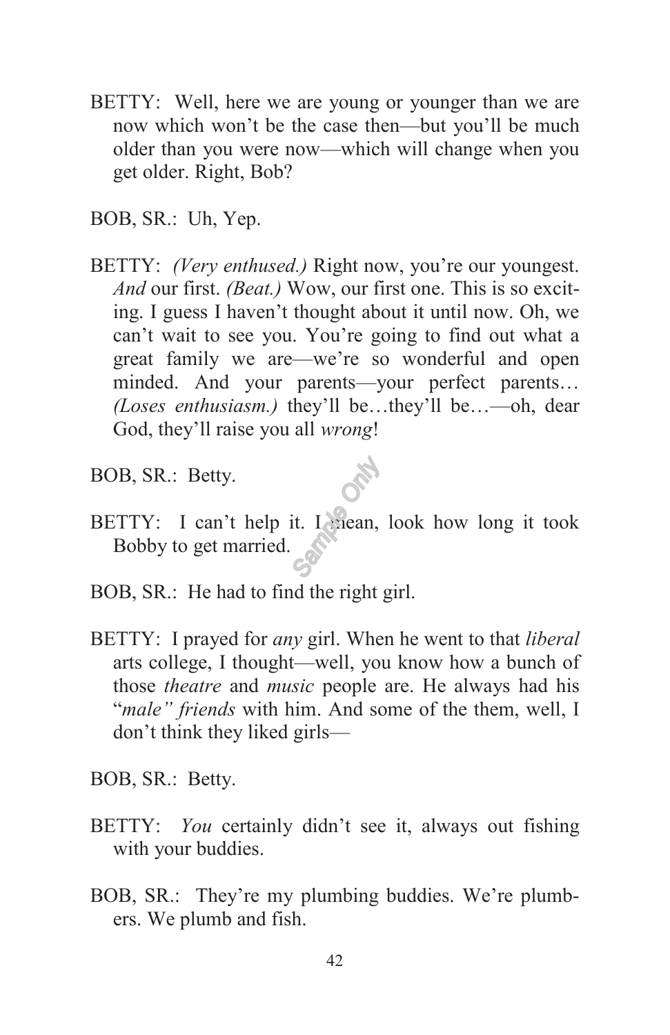BETTY: Well, here we are young or younger than we are now which won't be the case then—but you'll be much older than you were now—which will change when you get older. Right, Bob?

BOB, SR.: Uh, Yep.

BETTY: *(Very enthused.)* Right now, you're our youngest. *And* our first. *(Beat.)* Wow, our first one. This is so exciting. I guess I haven't thought about it until now. Oh, we can't wait to see you. You're going to find out what a great family we are—we're so wonderful and open minded. And your parents—your perfect parents… *(Loses enthusiasm.)* they'll be…they'll be…—oh, dear God, they'll raise you all *wrong*!

BOB, SR.: Betty.

BETTY: I can't help it. I mean, look how long it took Bobby to get married.

BOB, SR.: He had to find the right girl.

BETTY: I prayed for *any* girl. When he went to that *liberal* arts college, I thought—well, you know how a bunch of those *theatre* and *music* people are. He always had his "*male" friends* with him. And some of the them, well, I don't think they liked girls—

BOB, SR.: Betty.

BETTY: *You* certainly didn't see it, always out fishing with your buddies.

BOB, SR.: They're my plumbing buddies. We're plumbers. We plumb and fish.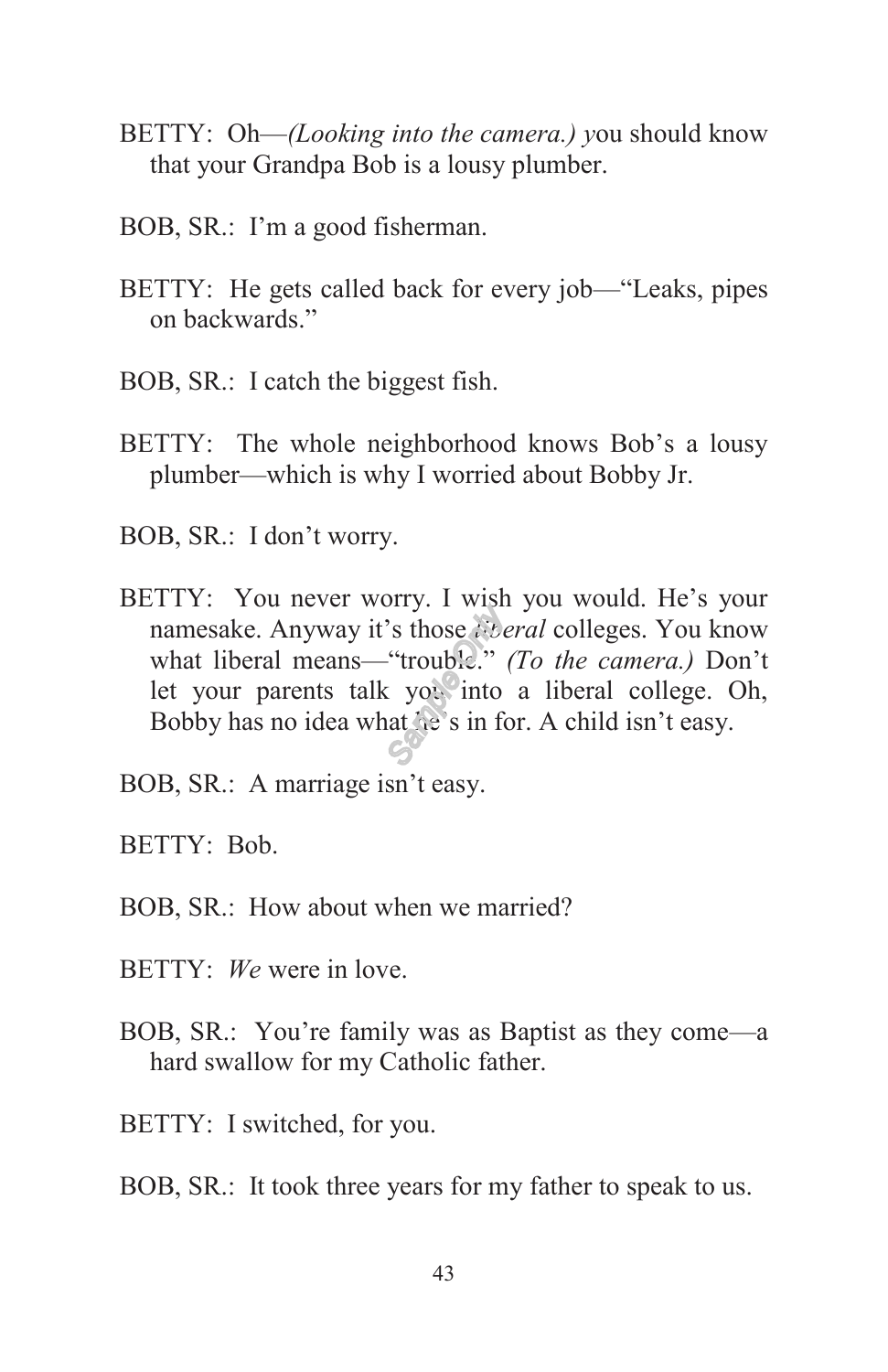BETTY: Oh—*(Looking into the camera.)* you should know that your Grandpa Bob is a lousy plumber.

BOB, SR.: I'm a good fisherman.

BETTY: He gets called back for every job—"Leaks, pipes on backwards."

BOB, SR.: I catch the biggest fish.

BETTY: The whole neighborhood knows Bob's a lousy plumber—which is why I worried about Bobby Jr.

BOB, SR.: I don't worry.

BETTY: You never worry. I wish you would. He's your namesake. Anyway it's those *liberal* colleges. You know what liberal means—"trouble." *(To the camera.)* Don't let your parents talk you into a liberal college. Oh, Bobby has no idea what he's in for. A child isn't easy.

BOB, SR.: A marriage isn't easy.

BETTY: Bob.

BOB, SR.: How about when we married?

BETTY: *We* were in love.

BOB, SR.: You're family was as Baptist as they come—a hard swallow for my Catholic father.

BETTY: I switched, for you.

BOB, SR.: It took three years for my father to speak to us.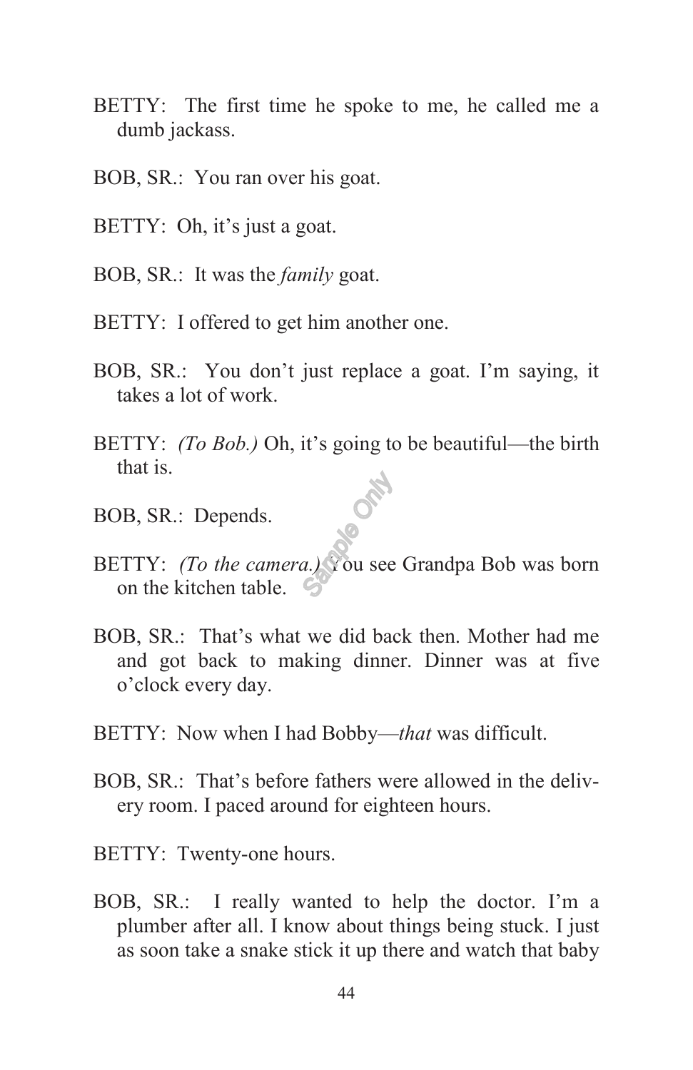BETTY: The first time he spoke to me, he called me a dumb jackass.

BOB, SR.: You ran over his goat.

BETTY: Oh, it's just a goat.

BOB, SR.: It was the *family* goat.

BETTY: I offered to get him another one.

BOB, SR.: You don't just replace a goat. I'm saying, it takes a lot of work.

BETTY: *(To Bob.)* Oh, it's going to be beautiful—the birth that is.

BOB, SR.: Depends.

BETTY: *(To the camera.)* You see Grandpa Bob was born on the kitchen table.

BOB, SR.: That's what we did back then. Mother had me and got back to making dinner. Dinner was at five o'clock every day.

BETTY: Now when I had Bobby—*that* was difficult.

BOB, SR.: That's before fathers were allowed in the delivery room. I paced around for eighteen hours.

BETTY: Twenty-one hours.

BOB, SR.: I really wanted to help the doctor. I'm a plumber after all. I know about things being stuck. I just as soon take a snake stick it up there and watch that baby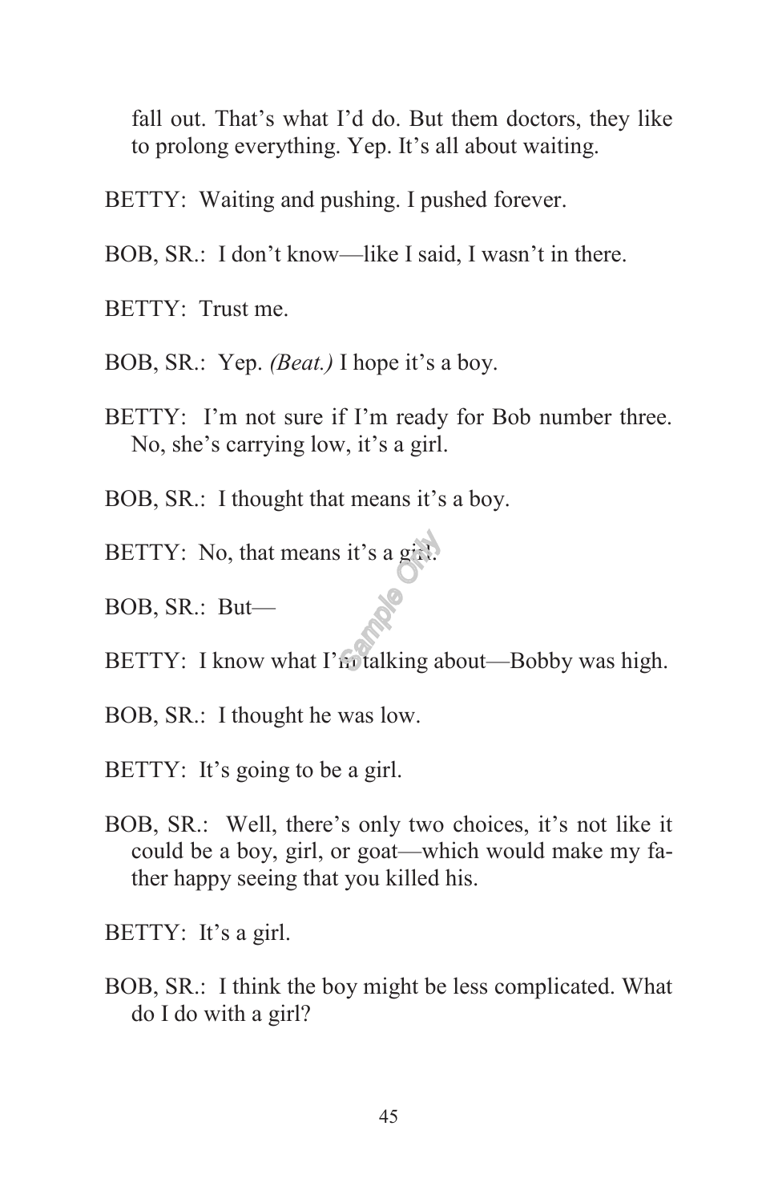fall out. That's what I'd do. But them doctors, they like to prolong everything. Yep. It's all about waiting.

BETTY: Waiting and pushing. I pushed forever.

BOB, SR.: I don't know—like I said, I wasn't in there.

BETTY: Trust me.

BOB, SR.: Yep. *(Beat.)* I hope it's a boy.

BETTY: I'm not sure if I'm ready for Bob number three. No, she's carrying low, it's a girl.

BOB, SR.: I thought that means it's a boy.

BETTY: No, that means it's a girl.

BOB, SR.: But—

BETTY: I know what I'm talking about—Bobby was high.

BOB, SR.: I thought he was low.

BETTY: It's going to be a girl.

BOB, SR.: Well, there's only two choices, it's not like it could be a boy, girl, or goat—which would make my father happy seeing that you killed his.

BETTY: It's a girl.

BOB, SR.: I think the boy might be less complicated. What do I do with a girl?